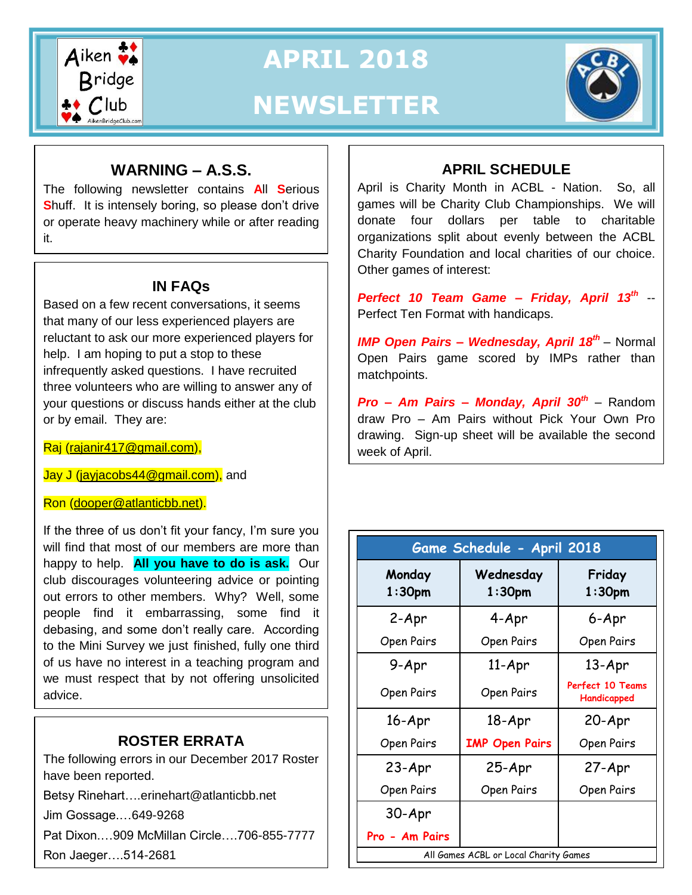# APRIL 2018 NEWSLETTER

Aiken Bridge Club

## WARNING – A.S.S.

The following newsletter contains **A**ll **S**erious **S**huff. It is intensely boring, so please don't drive or operate heavy machinery while or after reading it.

## IN FAQs

Based on a few recent conversations, it seems that many of our less experienced players are reluctant to ask our more experienced players for help. I am hoping to put a stop to these infrequently asked questions. I have recruited three volunteers who are willing to answer any of your questions or discuss hands either at the club or by email. They are:

Raj (rajanir417@gmail.com),

Jay J (jayjacobs44@gmail.com), and

Ron (dooper@atlanticbb.net).

If the three of us don't fit your fancy, I'm sure you will find that most of our members are more than happy to help. **All you have to do is ask.** Our club discourages volunteering advice or pointing out errors to other members. Why? Well, some people find it embarrassing, some find it debasing, and some don't really care. According to the Mini Survey we just finished, fully one third of us have no interest in a teaching program and we must respect that by not offering unsolicited advice.

## ROSTER ERRATA

The following errors in our December 2017 Roster have been reported.

Betsy Rinehart….erinehart@atlanticbb.net

Jim Gossage….649-9268

Pat Dixon….909 McMillan Circle….706-855-7777

Ron Jaeger….514-2681

## APRIL SCHEDULE

April is Charity Month in ACBL - Nation. So, all games will be Charity Club Championships. We will donate four dollars per table to charitable organizations split about evenly between the ACBL Charity Foundation and local charities of our choice. Other games of interest:

***Perfect 10 Team Game – Friday, April 13th*** -- Perfect Ten Format with handicaps.

***IMP Open Pairs – Wednesday, April 18th*** – Normal Open Pairs game scored by IMPs rather than matchpoints.

***Pro – Am Pairs – Monday, April 30th*** – Random draw Pro – Am Pairs without Pick Your Own Pro drawing. Sign-up sheet will be available the second week of April.

| Game Schedule - April 2018 | | |
|---|---|---|
| **Monday 1:30pm** | **Wednesday 1:30pm** | **Friday 1:30pm** |
| 2-Apr Open Pairs | 4-Apr Open Pairs | 6-Apr Open Pairs |
| 9-Apr Open Pairs | 11-Apr Open Pairs | 13-Apr **Perfect 10 Teams Handicapped** |
| 16-Apr Open Pairs | 18-Apr **IMP Open Pairs** | 20-Apr Open Pairs |
| 23-Apr Open Pairs | 25-Apr Open Pairs | 27-Apr Open Pairs |
| 30-Apr **Pro - Am Pairs** | | |

All Games ACBL or Local Charity Games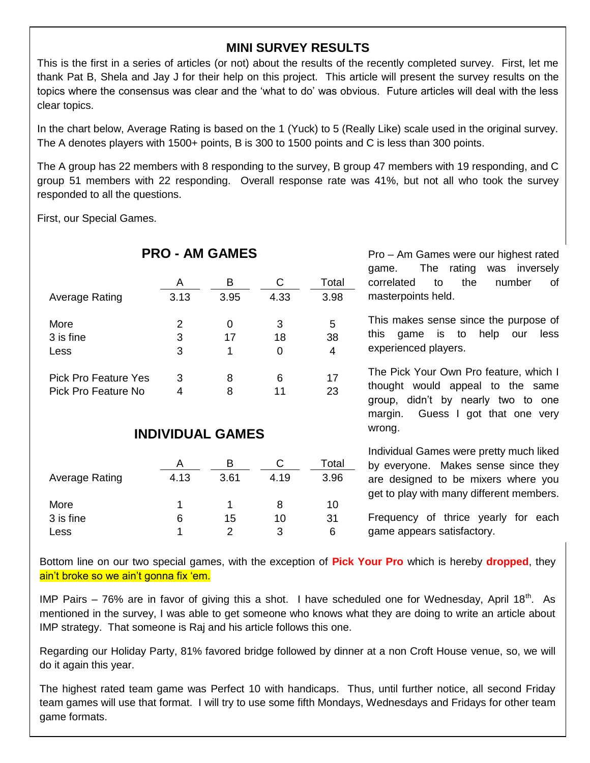## MINI SURVEY RESULTS

This is the first in a series of articles (or not) about the results of the recently completed survey. First, let me thank Pat B, Shela and Jay J for their help on this project. This article will present the survey results on the topics where the consensus was clear and the 'what to do' was obvious. Future articles will deal with the less clear topics.

In the chart below, Average Rating is based on the 1 (Yuck) to 5 (Really Like) scale used in the original survey. The A denotes players with 1500+ points, B is 300 to 1500 points and C is less than 300 points.

The A group has 22 members with 8 responding to the survey, B group 47 members with 19 responding, and C group 51 members with 22 responding. Overall response rate was 41%, but not all who took the survey responded to all the questions.

First, our Special Games.

### PRO - AM GAMES

| | A | B | C | Total |
|---|---|---|---|---|
| Average Rating | 3.13 | 3.95 | 4.33 | 3.98 |
| More | 2 | 0 | 3 | 5 |
| 3 is fine | 3 | 17 | 18 | 38 |
| Less | 3 | 1 | 0 | 4 |
| Pick Pro Feature Yes | 3 | 8 | 6 | 17 |
| Pick Pro Feature No | 4 | 8 | 11 | 23 |

Pro – Am Games were our highest rated game. The rating was inversely correlated to the number of masterpoints held.

This makes sense since the purpose of this game is to help our less experienced players.

The Pick Your Own Pro feature, which I thought would appeal to the same group, didn't by nearly two to one margin. Guess I got that one very wrong.

### INDIVIDUAL GAMES

| | A | B | C | Total |
|---|---|---|---|---|
| Average Rating | 4.13 | 3.61 | 4.19 | 3.96 |
| More | 1 | 1 | 8 | 10 |
| 3 is fine | 6 | 15 | 10 | 31 |
| Less | 1 | 2 | 3 | 6 |

Individual Games were pretty much liked by everyone. Makes sense since they are designed to be mixers where you get to play with many different members.

Frequency of thrice yearly for each game appears satisfactory.

Bottom line on our two special games, with the exception of **Pick Your Pro** which is hereby **dropped**, they ain't broke so we ain't gonna fix 'em.

IMP Pairs – 76% are in favor of giving this a shot. I have scheduled one for Wednesday, April 18th. As mentioned in the survey, I was able to get someone who knows what they are doing to write an article about IMP strategy. That someone is Raj and his article follows this one.

Regarding our Holiday Party, 81% favored bridge followed by dinner at a non Croft House venue, so, we will do it again this year.

The highest rated team game was Perfect 10 with handicaps. Thus, until further notice, all second Friday team games will use that format. I will try to use some fifth Mondays, Wednesdays and Fridays for other team game formats.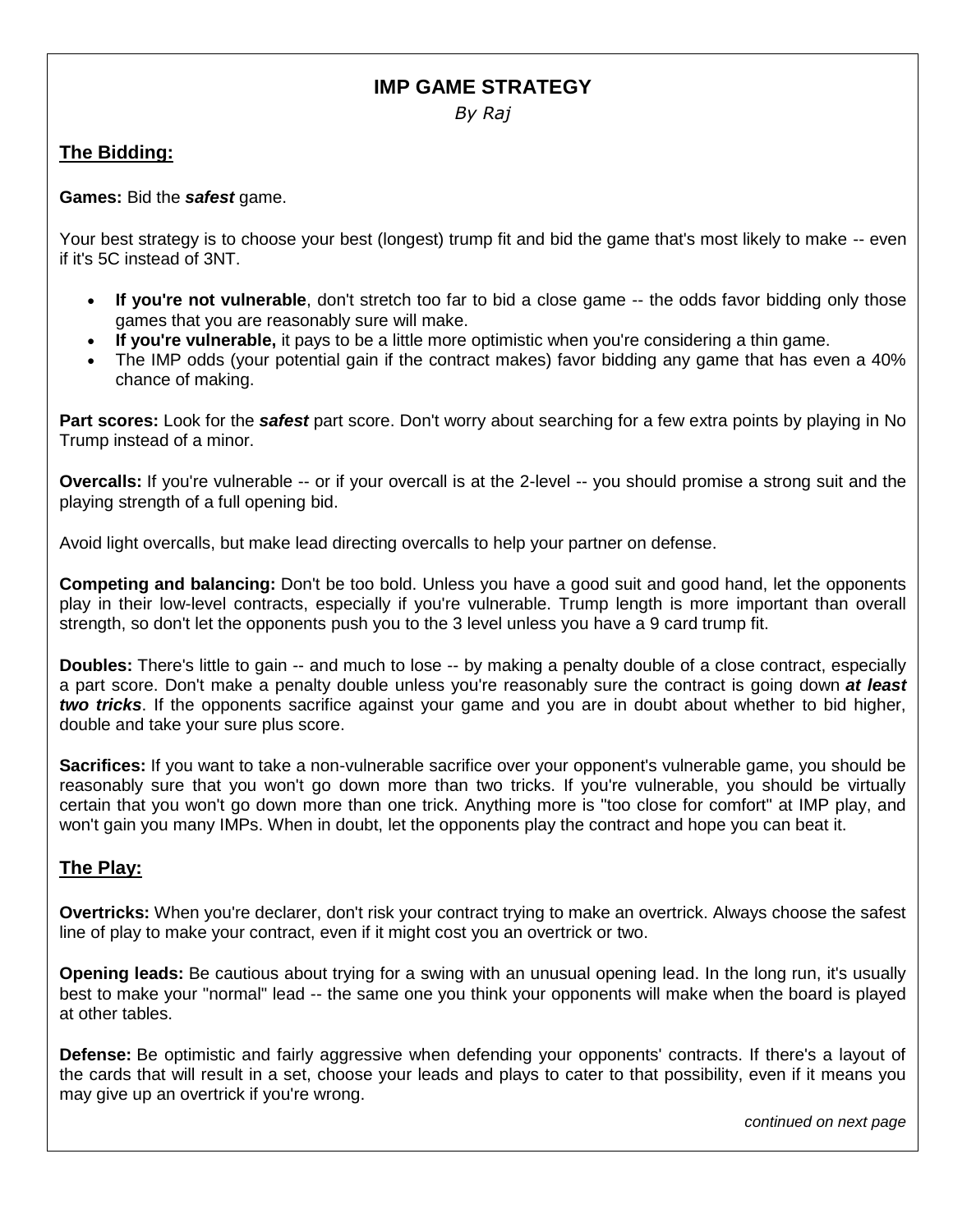# IMP GAME STRATEGY

*By Raj*

## The Bidding:

**Games:** Bid the ***safest*** game.

Your best strategy is to choose your best (longest) trump fit and bid the game that's most likely to make -- even if it's 5C instead of 3NT.

- **If you're not vulnerable**, don't stretch too far to bid a close game -- the odds favor bidding only those games that you are reasonably sure will make.
- **If you're vulnerable,** it pays to be a little more optimistic when you're considering a thin game.
- The IMP odds (your potential gain if the contract makes) favor bidding any game that has even a 40% chance of making.

**Part scores:** Look for the ***safest*** part score. Don't worry about searching for a few extra points by playing in No Trump instead of a minor.

**Overcalls:** If you're vulnerable -- or if your overcall is at the 2-level -- you should promise a strong suit and the playing strength of a full opening bid.

Avoid light overcalls, but make lead directing overcalls to help your partner on defense.

**Competing and balancing:** Don't be too bold. Unless you have a good suit and good hand, let the opponents play in their low-level contracts, especially if you're vulnerable. Trump length is more important than overall strength, so don't let the opponents push you to the 3 level unless you have a 9 card trump fit.

**Doubles:** There's little to gain -- and much to lose -- by making a penalty double of a close contract, especially a part score. Don't make a penalty double unless you're reasonably sure the contract is going down ***at least two tricks***. If the opponents sacrifice against your game and you are in doubt about whether to bid higher, double and take your sure plus score.

**Sacrifices:** If you want to take a non-vulnerable sacrifice over your opponent's vulnerable game, you should be reasonably sure that you won't go down more than two tricks. If you're vulnerable, you should be virtually certain that you won't go down more than one trick. Anything more is "too close for comfort" at IMP play, and won't gain you many IMPs. When in doubt, let the opponents play the contract and hope you can beat it.

## The Play:

**Overtricks:** When you're declarer, don't risk your contract trying to make an overtrick. Always choose the safest line of play to make your contract, even if it might cost you an overtrick or two.

**Opening leads:** Be cautious about trying for a swing with an unusual opening lead. In the long run, it's usually best to make your "normal" lead -- the same one you think your opponents will make when the board is played at other tables.

**Defense:** Be optimistic and fairly aggressive when defending your opponents' contracts. If there's a layout of the cards that will result in a set, choose your leads and plays to cater to that possibility, even if it means you may give up an overtrick if you're wrong.

*continued on next page*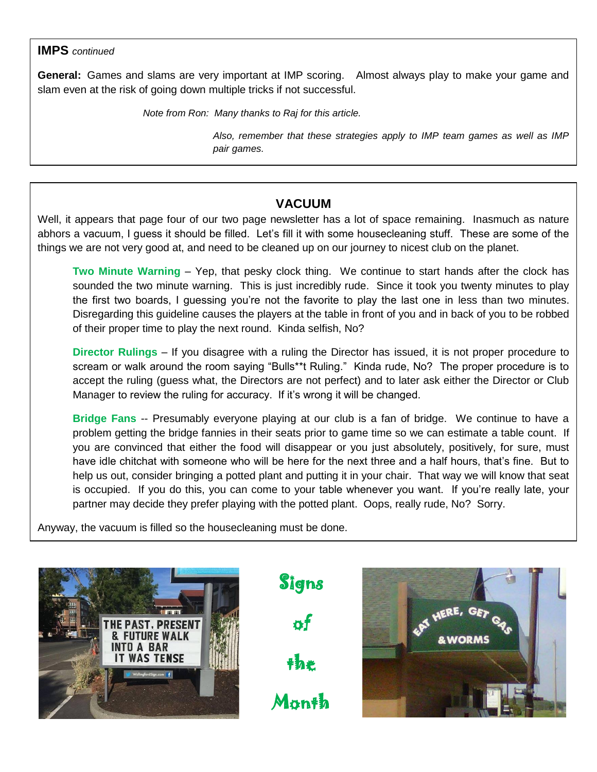**IMPS** *continued*

**General:** Games and slams are very important at IMP scoring. Almost always play to make your game and slam even at the risk of going down multiple tricks if not successful.

*Note from Ron: Many thanks to Raj for this article.*

*Also, remember that these strategies apply to IMP team games as well as IMP pair games.*

## VACUUM

Well, it appears that page four of our two page newsletter has a lot of space remaining. Inasmuch as nature abhors a vacuum, I guess it should be filled. Let's fill it with some housecleaning stuff. These are some of the things we are not very good at, and need to be cleaned up on our journey to nicest club on the planet.

**Two Minute Warning** – Yep, that pesky clock thing. We continue to start hands after the clock has sounded the two minute warning. This is just incredibly rude. Since it took you twenty minutes to play the first two boards, I guessing you're not the favorite to play the last one in less than two minutes. Disregarding this guideline causes the players at the table in front of you and in back of you to be robbed of their proper time to play the next round. Kinda selfish, No?

**Director Rulings** – If you disagree with a ruling the Director has issued, it is not proper procedure to scream or walk around the room saying "Bulls**t Ruling." Kinda rude, No? The proper procedure is to accept the ruling (guess what, the Directors are not perfect) and to later ask either the Director or Club Manager to review the ruling for accuracy. If it's wrong it will be changed.

**Bridge Fans** -- Presumably everyone playing at our club is a fan of bridge. We continue to have a problem getting the bridge fannies in their seats prior to game time so we can estimate a table count. If you are convinced that either the food will disappear or you just absolutely, positively, for sure, must have idle chitchat with someone who will be here for the next three and a half hours, that's fine. But to help us out, consider bringing a potted plant and putting it in your chair. That way we will know that seat is occupied. If you do this, you can come to your table whenever you want. If you're really late, your partner may decide they prefer playing with the potted plant. Oops, really rude, No? Sorry.

Anyway, the vacuum is filled so the housecleaning must be done.

THE PAST, PRESENT & FUTURE WALK INTO A BAR IT WAS TENSE

Signs of the Month

EAT HERE, GET GAS & WORMS